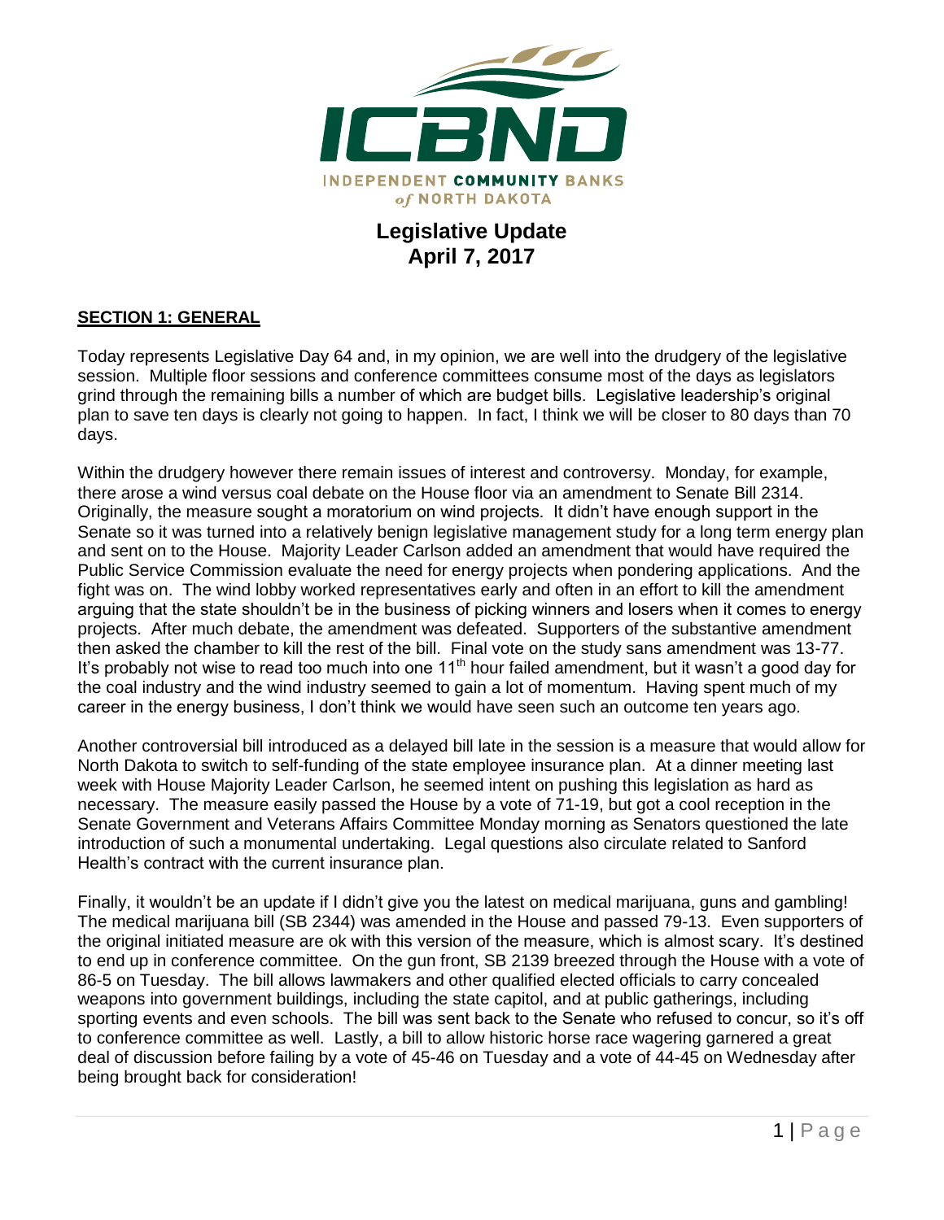ICBND

INDEPENDENT COMMUNITY BANKS *of* NORTH DAKOTA

# Legislative Update
## April 7, 2017

**SECTION 1: GENERAL**

Today represents Legislative Day 64 and, in my opinion, we are well into the drudgery of the legislative session. Multiple floor sessions and conference committees consume most of the days as legislators grind through the remaining bills a number of which are budget bills. Legislative leadership's original plan to save ten days is clearly not going to happen. In fact, I think we will be closer to 80 days than 70 days.

Within the drudgery however there remain issues of interest and controversy. Monday, for example, there arose a wind versus coal debate on the House floor via an amendment to Senate Bill 2314. Originally, the measure sought a moratorium on wind projects. It didn't have enough support in the Senate so it was turned into a relatively benign legislative management study for a long term energy plan and sent on to the House. Majority Leader Carlson added an amendment that would have required the Public Service Commission evaluate the need for energy projects when pondering applications. And the fight was on. The wind lobby worked representatives early and often in an effort to kill the amendment arguing that the state shouldn't be in the business of picking winners and losers when it comes to energy projects. After much debate, the amendment was defeated. Supporters of the substantive amendment then asked the chamber to kill the rest of the bill. Final vote on the study sans amendment was 13-77. It's probably not wise to read too much into one 11th hour failed amendment, but it wasn't a good day for the coal industry and the wind industry seemed to gain a lot of momentum. Having spent much of my career in the energy business, I don't think we would have seen such an outcome ten years ago.

Another controversial bill introduced as a delayed bill late in the session is a measure that would allow for North Dakota to switch to self-funding of the state employee insurance plan. At a dinner meeting last week with House Majority Leader Carlson, he seemed intent on pushing this legislation as hard as necessary. The measure easily passed the House by a vote of 71-19, but got a cool reception in the Senate Government and Veterans Affairs Committee Monday morning as Senators questioned the late introduction of such a monumental undertaking. Legal questions also circulate related to Sanford Health's contract with the current insurance plan.

Finally, it wouldn't be an update if I didn't give you the latest on medical marijuana, guns and gambling! The medical marijuana bill (SB 2344) was amended in the House and passed 79-13. Even supporters of the original initiated measure are ok with this version of the measure, which is almost scary. It's destined to end up in conference committee. On the gun front, SB 2139 breezed through the House with a vote of 86-5 on Tuesday. The bill allows lawmakers and other qualified elected officials to carry concealed weapons into government buildings, including the state capitol, and at public gatherings, including sporting events and even schools. The bill was sent back to the Senate who refused to concur, so it's off to conference committee as well. Lastly, a bill to allow historic horse race wagering garnered a great deal of discussion before failing by a vote of 45-46 on Tuesday and a vote of 44-45 on Wednesday after being brought back for consideration!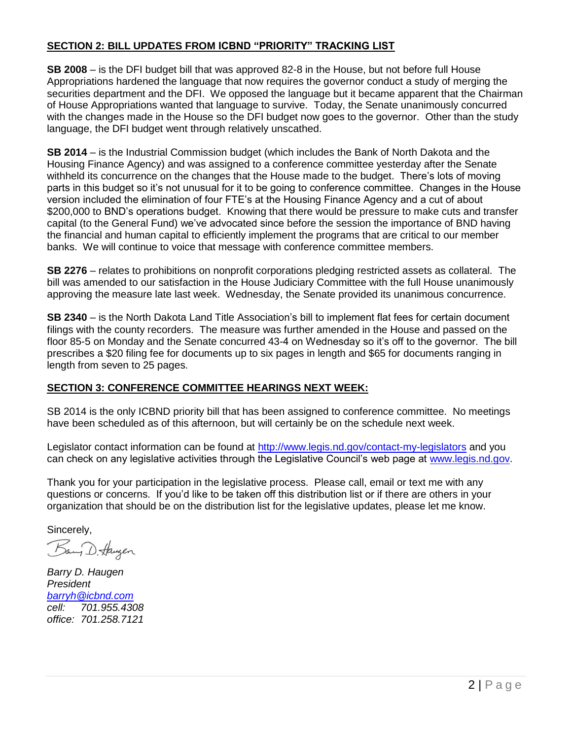## SECTION 2: BILL UPDATES FROM ICBND "PRIORITY" TRACKING LIST

**SB 2008** – is the DFI budget bill that was approved 82-8 in the House, but not before full House Appropriations hardened the language that now requires the governor conduct a study of merging the securities department and the DFI. We opposed the language but it became apparent that the Chairman of House Appropriations wanted that language to survive. Today, the Senate unanimously concurred with the changes made in the House so the DFI budget now goes to the governor. Other than the study language, the DFI budget went through relatively unscathed.

**SB 2014** – is the Industrial Commission budget (which includes the Bank of North Dakota and the Housing Finance Agency) and was assigned to a conference committee yesterday after the Senate withheld its concurrence on the changes that the House made to the budget. There's lots of moving parts in this budget so it's not unusual for it to be going to conference committee. Changes in the House version included the elimination of four FTE's at the Housing Finance Agency and a cut of about $200,000 to BND's operations budget. Knowing that there would be pressure to make cuts and transfer capital (to the General Fund) we've advocated since before the session the importance of BND having the financial and human capital to efficiently implement the programs that are critical to our member banks. We will continue to voice that message with conference committee members.

**SB 2276** – relates to prohibitions on nonprofit corporations pledging restricted assets as collateral. The bill was amended to our satisfaction in the House Judiciary Committee with the full House unanimously approving the measure late last week. Wednesday, the Senate provided its unanimous concurrence.

**SB 2340** – is the North Dakota Land Title Association's bill to implement flat fees for certain document filings with the county recorders. The measure was further amended in the House and passed on the floor 85-5 on Monday and the Senate concurred 43-4 on Wednesday so it's off to the governor. The bill prescribes a $20 filing fee for documents up to six pages in length and $65 for documents ranging in length from seven to 25 pages.

## SECTION 3: CONFERENCE COMMITTEE HEARINGS NEXT WEEK:

SB 2014 is the only ICBND priority bill that has been assigned to conference committee. No meetings have been scheduled as of this afternoon, but will certainly be on the schedule next week.

Legislator contact information can be found at http://www.legis.nd.gov/contact-my-legislators and you can check on any legislative activities through the Legislative Council's web page at www.legis.nd.gov.

Thank you for your participation in the legislative process. Please call, email or text me with any questions or concerns. If you'd like to be taken off this distribution list or if there are others in your organization that should be on the distribution list for the legislative updates, please let me know.

Sincerely,

*Barry D. Haugen*
*President*
*barryh@icbnd.com*
*cell: 701.955.4308*
*office: 701.258.7121*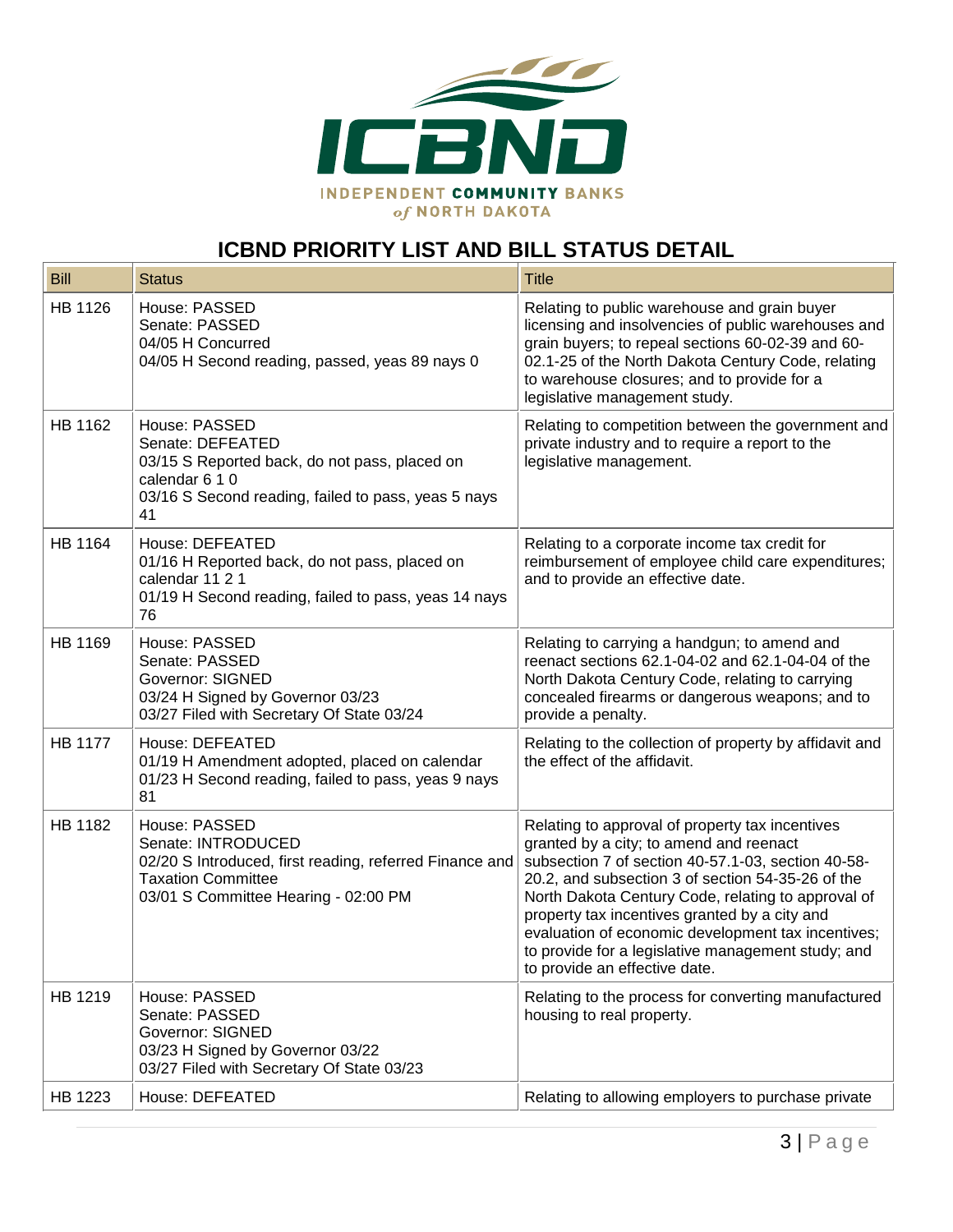# ICBND PRIORITY LIST AND BILL STATUS DETAIL

| Bill | Status | Title |
|---|---|---|
| HB 1126 | House: PASSED<br>Senate: PASSED<br>04/05 H Concurred<br>04/05 H Second reading, passed, yeas 89 nays 0 | Relating to public warehouse and grain buyer licensing and insolvencies of public warehouses and grain buyers; to repeal sections 60-02-39 and 60-02.1-25 of the North Dakota Century Code, relating to warehouse closures; and to provide for a legislative management study. |
| HB 1162 | House: PASSED<br>Senate: DEFEATED<br>03/15 S Reported back, do not pass, placed on calendar 6 1 0<br>03/16 S Second reading, failed to pass, yeas 5 nays 41 | Relating to competition between the government and private industry and to require a report to the legislative management. |
| HB 1164 | House: DEFEATED<br>01/16 H Reported back, do not pass, placed on calendar 11 2 1<br>01/19 H Second reading, failed to pass, yeas 14 nays 76 | Relating to a corporate income tax credit for reimbursement of employee child care expenditures; and to provide an effective date. |
| HB 1169 | House: PASSED<br>Senate: PASSED<br>Governor: SIGNED<br>03/24 H Signed by Governor 03/23<br>03/27 Filed with Secretary Of State 03/24 | Relating to carrying a handgun; to amend and reenact sections 62.1-04-02 and 62.1-04-04 of the North Dakota Century Code, relating to carrying concealed firearms or dangerous weapons; and to provide a penalty. |
| HB 1177 | House: DEFEATED<br>01/19 H Amendment adopted, placed on calendar<br>01/23 H Second reading, failed to pass, yeas 9 nays 81 | Relating to the collection of property by affidavit and the effect of the affidavit. |
| HB 1182 | House: PASSED<br>Senate: INTRODUCED<br>02/20 S Introduced, first reading, referred Finance and Taxation Committee<br>03/01 S Committee Hearing - 02:00 PM | Relating to approval of property tax incentives granted by a city; to amend and reenact subsection 7 of section 40-57.1-03, section 40-58-20.2, and subsection 3 of section 54-35-26 of the North Dakota Century Code, relating to approval of property tax incentives granted by a city and evaluation of economic development tax incentives; to provide for a legislative management study; and to provide an effective date. |
| HB 1219 | House: PASSED<br>Senate: PASSED<br>Governor: SIGNED<br>03/23 H Signed by Governor 03/22<br>03/27 Filed with Secretary Of State 03/23 | Relating to the process for converting manufactured housing to real property. |
| HB 1223 | House: DEFEATED | Relating to allowing employers to purchase private |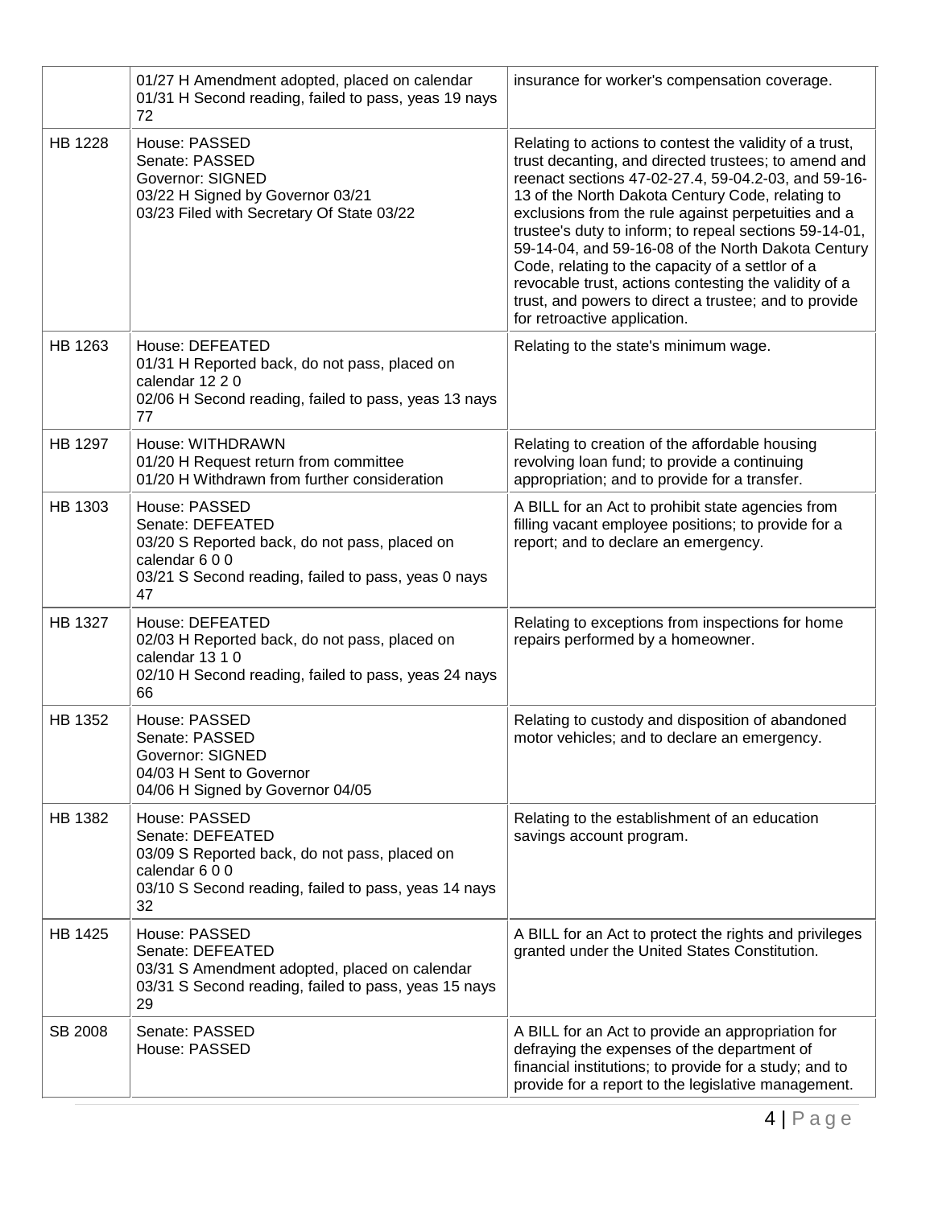| | | |
|---|---|---|
| | 01/27 H Amendment adopted, placed on calendar<br>01/31 H Second reading, failed to pass, yeas 19 nays 72 | insurance for worker's compensation coverage. |
| HB 1228 | House: PASSED<br>Senate: PASSED<br>Governor: SIGNED<br>03/22 H Signed by Governor 03/21<br>03/23 Filed with Secretary Of State 03/22 | Relating to actions to contest the validity of a trust, trust decanting, and directed trustees; to amend and reenact sections 47-02-27.4, 59-04.2-03, and 59-16-13 of the North Dakota Century Code, relating to exclusions from the rule against perpetuities and a trustee's duty to inform; to repeal sections 59-14-01, 59-14-04, and 59-16-08 of the North Dakota Century Code, relating to the capacity of a settlor of a revocable trust, actions contesting the validity of a trust, and powers to direct a trustee; and to provide for retroactive application. |
| HB 1263 | House: DEFEATED<br>01/31 H Reported back, do not pass, placed on calendar 12 2 0<br>02/06 H Second reading, failed to pass, yeas 13 nays 77 | Relating to the state's minimum wage. |
| HB 1297 | House: WITHDRAWN<br>01/20 H Request return from committee<br>01/20 H Withdrawn from further consideration | Relating to creation of the affordable housing revolving loan fund; to provide a continuing appropriation; and to provide for a transfer. |
| HB 1303 | House: PASSED<br>Senate: DEFEATED<br>03/20 S Reported back, do not pass, placed on calendar 6 0 0<br>03/21 S Second reading, failed to pass, yeas 0 nays 47 | A BILL for an Act to prohibit state agencies from filling vacant employee positions; to provide for a report; and to declare an emergency. |
| HB 1327 | House: DEFEATED<br>02/03 H Reported back, do not pass, placed on calendar 13 1 0<br>02/10 H Second reading, failed to pass, yeas 24 nays 66 | Relating to exceptions from inspections for home repairs performed by a homeowner. |
| HB 1352 | House: PASSED<br>Senate: PASSED<br>Governor: SIGNED<br>04/03 H Sent to Governor<br>04/06 H Signed by Governor 04/05 | Relating to custody and disposition of abandoned motor vehicles; and to declare an emergency. |
| HB 1382 | House: PASSED<br>Senate: DEFEATED<br>03/09 S Reported back, do not pass, placed on calendar 6 0 0<br>03/10 S Second reading, failed to pass, yeas 14 nays 32 | Relating to the establishment of an education savings account program. |
| HB 1425 | House: PASSED<br>Senate: DEFEATED<br>03/31 S Amendment adopted, placed on calendar<br>03/31 S Second reading, failed to pass, yeas 15 nays 29 | A BILL for an Act to protect the rights and privileges granted under the United States Constitution. |
| SB 2008 | Senate: PASSED<br>House: PASSED | A BILL for an Act to provide an appropriation for defraying the expenses of the department of financial institutions; to provide for a study; and to provide for a report to the legislative management. |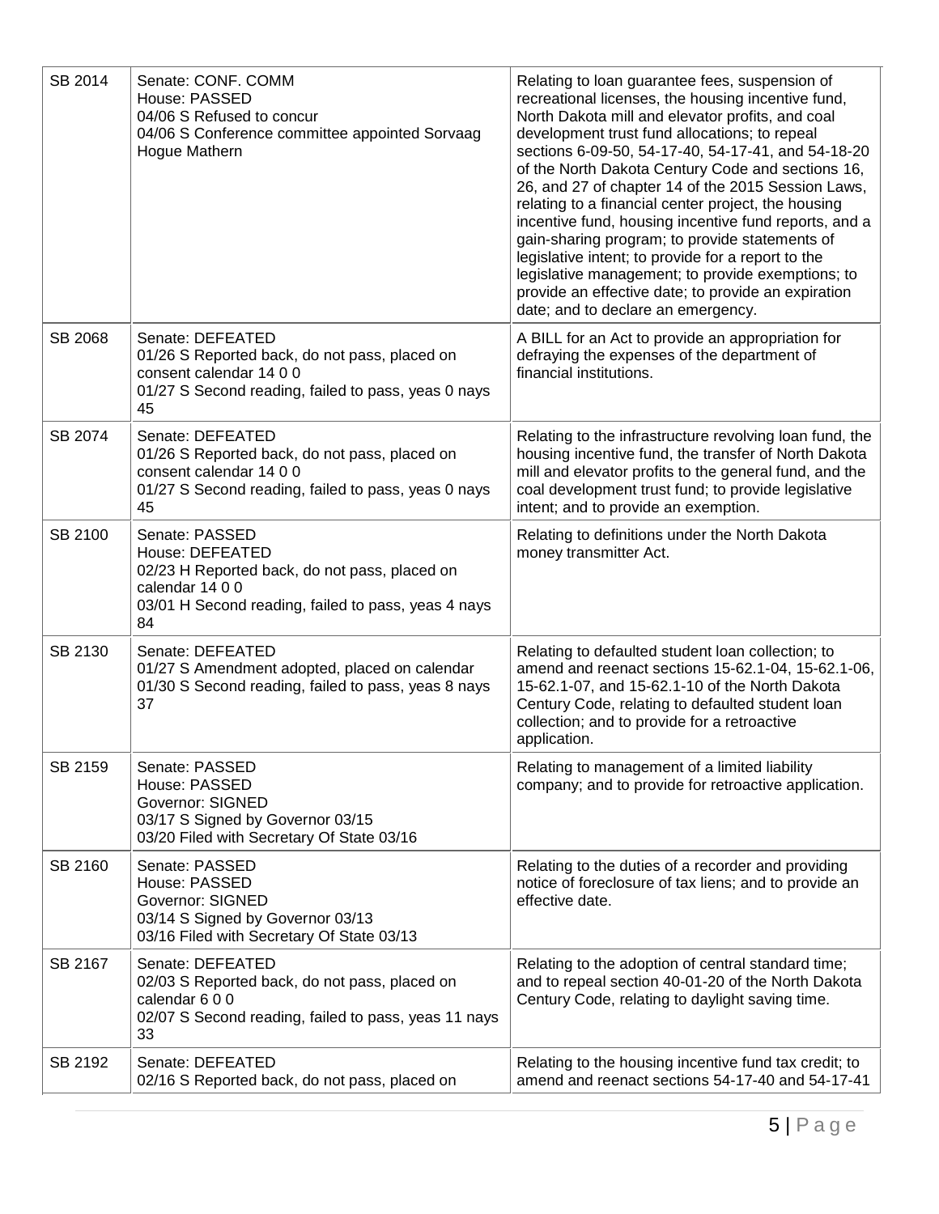| | | |
|---|---|---|
| SB 2014 | Senate: CONF. COMM<br>House: PASSED<br>04/06 S Refused to concur<br>04/06 S Conference committee appointed Sorvaag Hogue Mathern | Relating to loan guarantee fees, suspension of recreational licenses, the housing incentive fund, North Dakota mill and elevator profits, and coal development trust fund allocations; to repeal sections 6-09-50, 54-17-40, 54-17-41, and 54-18-20 of the North Dakota Century Code and sections 16, 26, and 27 of chapter 14 of the 2015 Session Laws, relating to a financial center project, the housing incentive fund, housing incentive fund reports, and a gain-sharing program; to provide statements of legislative intent; to provide for a report to the legislative management; to provide exemptions; to provide an effective date; to provide an expiration date; and to declare an emergency. |
| SB 2068 | Senate: DEFEATED<br>01/26 S Reported back, do not pass, placed on consent calendar 14 0 0<br>01/27 S Second reading, failed to pass, yeas 0 nays 45 | A BILL for an Act to provide an appropriation for defraying the expenses of the department of financial institutions. |
| SB 2074 | Senate: DEFEATED<br>01/26 S Reported back, do not pass, placed on consent calendar 14 0 0<br>01/27 S Second reading, failed to pass, yeas 0 nays 45 | Relating to the infrastructure revolving loan fund, the housing incentive fund, the transfer of North Dakota mill and elevator profits to the general fund, and the coal development trust fund; to provide legislative intent; and to provide an exemption. |
| SB 2100 | Senate: PASSED<br>House: DEFEATED<br>02/23 H Reported back, do not pass, placed on calendar 14 0 0<br>03/01 H Second reading, failed to pass, yeas 4 nays 84 | Relating to definitions under the North Dakota money transmitter Act. |
| SB 2130 | Senate: DEFEATED<br>01/27 S Amendment adopted, placed on calendar<br>01/30 S Second reading, failed to pass, yeas 8 nays 37 | Relating to defaulted student loan collection; to amend and reenact sections 15-62.1-04, 15-62.1-06, 15-62.1-07, and 15-62.1-10 of the North Dakota Century Code, relating to defaulted student loan collection; and to provide for a retroactive application. |
| SB 2159 | Senate: PASSED<br>House: PASSED<br>Governor: SIGNED<br>03/17 S Signed by Governor 03/15<br>03/20 Filed with Secretary Of State 03/16 | Relating to management of a limited liability company; and to provide for retroactive application. |
| SB 2160 | Senate: PASSED<br>House: PASSED<br>Governor: SIGNED<br>03/14 S Signed by Governor 03/13<br>03/16 Filed with Secretary Of State 03/13 | Relating to the duties of a recorder and providing notice of foreclosure of tax liens; and to provide an effective date. |
| SB 2167 | Senate: DEFEATED<br>02/03 S Reported back, do not pass, placed on calendar 6 0 0<br>02/07 S Second reading, failed to pass, yeas 11 nays 33 | Relating to the adoption of central standard time; and to repeal section 40-01-20 of the North Dakota Century Code, relating to daylight saving time. |
| SB 2192 | Senate: DEFEATED<br>02/16 S Reported back, do not pass, placed on | Relating to the housing incentive fund tax credit; to amend and reenact sections 54-17-40 and 54-17-41 |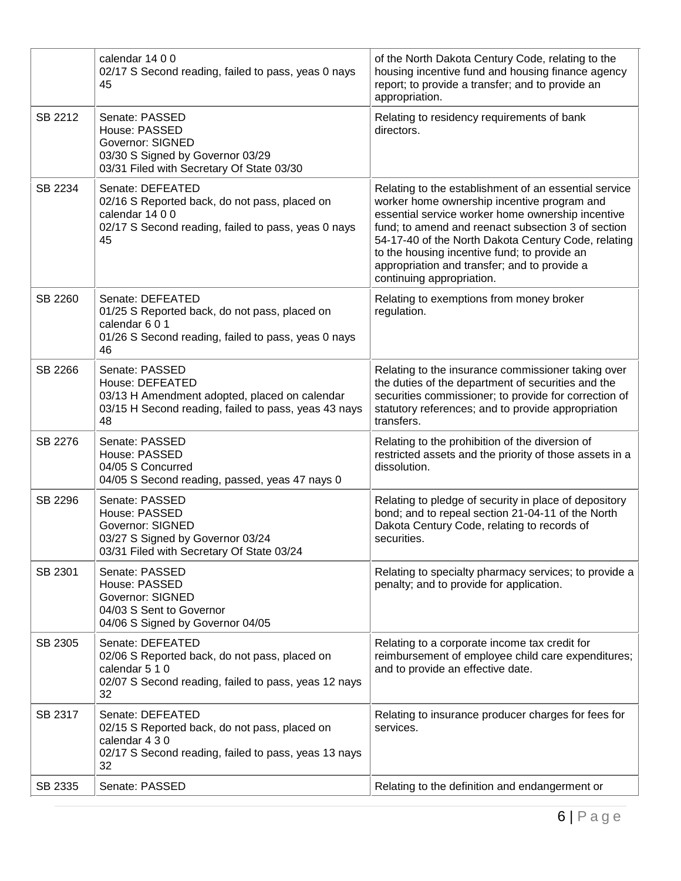| | | |
|---|---|---|
| | calendar 14 0 0<br>02/17 S Second reading, failed to pass, yeas 0 nays 45 | of the North Dakota Century Code, relating to the housing incentive fund and housing finance agency report; to provide a transfer; and to provide an appropriation. |
| SB 2212 | Senate: PASSED<br>House: PASSED<br>Governor: SIGNED<br>03/30 S Signed by Governor 03/29<br>03/31 Filed with Secretary Of State 03/30 | Relating to residency requirements of bank directors. |
| SB 2234 | Senate: DEFEATED<br>02/16 S Reported back, do not pass, placed on calendar 14 0 0<br>02/17 S Second reading, failed to pass, yeas 0 nays 45 | Relating to the establishment of an essential service worker home ownership incentive program and essential service worker home ownership incentive fund; to amend and reenact subsection 3 of section 54-17-40 of the North Dakota Century Code, relating to the housing incentive fund; to provide an appropriation and transfer; and to provide a continuing appropriation. |
| SB 2260 | Senate: DEFEATED<br>01/25 S Reported back, do not pass, placed on calendar 6 0 1<br>01/26 S Second reading, failed to pass, yeas 0 nays 46 | Relating to exemptions from money broker regulation. |
| SB 2266 | Senate: PASSED<br>House: DEFEATED<br>03/13 H Amendment adopted, placed on calendar<br>03/15 H Second reading, failed to pass, yeas 43 nays 48 | Relating to the insurance commissioner taking over the duties of the department of securities and the securities commissioner; to provide for correction of statutory references; and to provide appropriation transfers. |
| SB 2276 | Senate: PASSED<br>House: PASSED<br>04/05 S Concurred<br>04/05 S Second reading, passed, yeas 47 nays 0 | Relating to the prohibition of the diversion of restricted assets and the priority of those assets in a dissolution. |
| SB 2296 | Senate: PASSED<br>House: PASSED<br>Governor: SIGNED<br>03/27 S Signed by Governor 03/24<br>03/31 Filed with Secretary Of State 03/24 | Relating to pledge of security in place of depository bond; and to repeal section 21-04-11 of the North Dakota Century Code, relating to records of securities. |
| SB 2301 | Senate: PASSED<br>House: PASSED<br>Governor: SIGNED<br>04/03 S Sent to Governor<br>04/06 S Signed by Governor 04/05 | Relating to specialty pharmacy services; to provide a penalty; and to provide for application. |
| SB 2305 | Senate: DEFEATED<br>02/06 S Reported back, do not pass, placed on calendar 5 1 0<br>02/07 S Second reading, failed to pass, yeas 12 nays 32 | Relating to a corporate income tax credit for reimbursement of employee child care expenditures; and to provide an effective date. |
| SB 2317 | Senate: DEFEATED<br>02/15 S Reported back, do not pass, placed on calendar 4 3 0<br>02/17 S Second reading, failed to pass, yeas 13 nays 32 | Relating to insurance producer charges for fees for services. |
| SB 2335 | Senate: PASSED | Relating to the definition and endangerment or |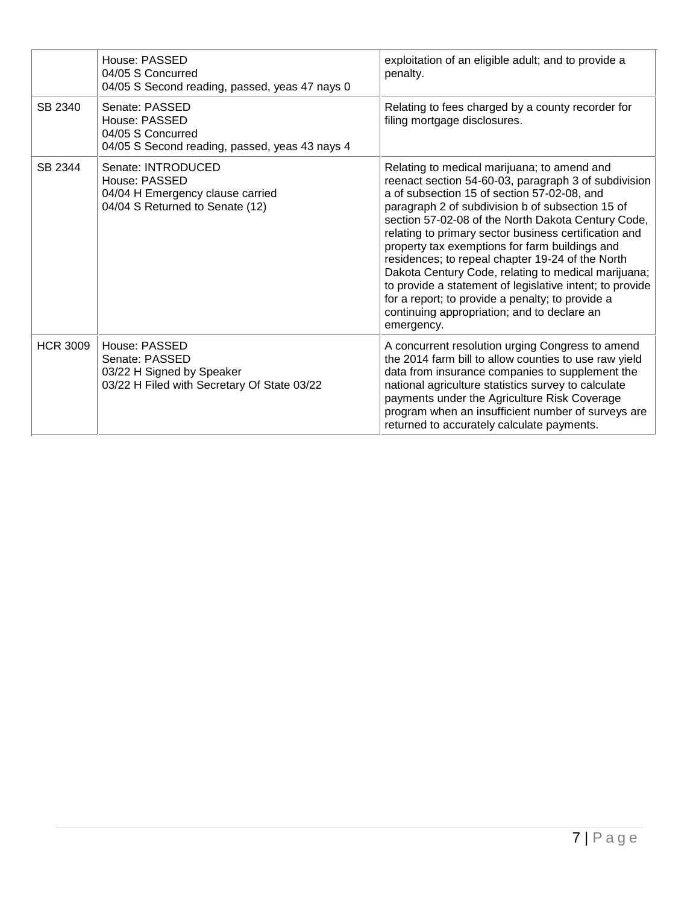| | | |
|---|---|---|
| | House: PASSED<br>04/05 S Concurred<br>04/05 S Second reading, passed, yeas 47 nays 0 | exploitation of an eligible adult; and to provide a penalty. |
| SB 2340 | Senate: PASSED<br>House: PASSED<br>04/05 S Concurred<br>04/05 S Second reading, passed, yeas 43 nays 4 | Relating to fees charged by a county recorder for filing mortgage disclosures. |
| SB 2344 | Senate: INTRODUCED<br>House: PASSED<br>04/04 H Emergency clause carried<br>04/04 S Returned to Senate (12) | Relating to medical marijuana; to amend and reenact section 54-60-03, paragraph 3 of subdivision a of subsection 15 of section 57-02-08, and paragraph 2 of subdivision b of subsection 15 of section 57-02-08 of the North Dakota Century Code, relating to primary sector business certification and property tax exemptions for farm buildings and residences; to repeal chapter 19-24 of the North Dakota Century Code, relating to medical marijuana; to provide a statement of legislative intent; to provide for a report; to provide a penalty; to provide a continuing appropriation; and to declare an emergency. |
| HCR 3009 | House: PASSED<br>Senate: PASSED<br>03/22 H Signed by Speaker<br>03/22 H Filed with Secretary Of State 03/22 | A concurrent resolution urging Congress to amend the 2014 farm bill to allow counties to use raw yield data from insurance companies to supplement the national agriculture statistics survey to calculate payments under the Agriculture Risk Coverage program when an insufficient number of surveys are returned to accurately calculate payments. |